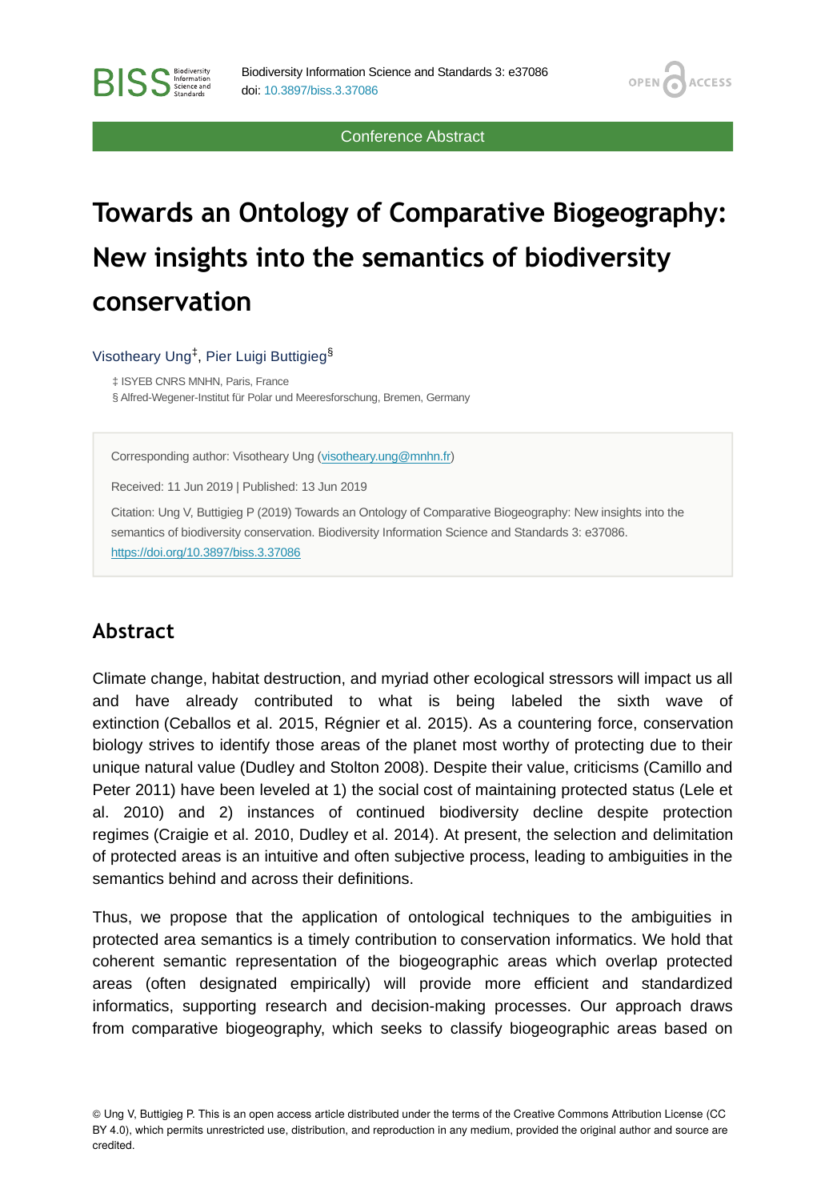Conference Abstract

# Towards an Ontology of Comparative Biogeography: New insights into the semantics of biodiversity conservation

Visotheary Ung[‡], Pier Luigi Buttigieg[§]

‡ ISYEB CNRS MNHN, Paris, France
§ Alfred-Wegener-Institut für Polar und Meeresforschung, Bremen, Germany

Corresponding author: Visotheary Ung (visotheary.ung@mnhn.fr)

Received: 11 Jun 2019 | Published: 13 Jun 2019

Citation: Ung V, Buttigieg P (2019) Towards an Ontology of Comparative Biogeography: New insights into the semantics of biodiversity conservation. Biodiversity Information Science and Standards 3: e37086. https://doi.org/10.3897/biss.3.37086

## Abstract

Climate change, habitat destruction, and myriad other ecological stressors will impact us all and have already contributed to what is being labeled the sixth wave of extinction (Ceballos et al. 2015, Régnier et al. 2015). As a countering force, conservation biology strives to identify those areas of the planet most worthy of protecting due to their unique natural value (Dudley and Stolton 2008). Despite their value, criticisms (Camillo and Peter 2011) have been leveled at 1) the social cost of maintaining protected status (Lele et al. 2010) and 2) instances of continued biodiversity decline despite protection regimes (Craigie et al. 2010, Dudley et al. 2014). At present, the selection and delimitation of protected areas is an intuitive and often subjective process, leading to ambiguities in the semantics behind and across their definitions.

Thus, we propose that the application of ontological techniques to the ambiguities in protected area semantics is a timely contribution to conservation informatics. We hold that coherent semantic representation of the biogeographic areas which overlap protected areas (often designated empirically) will provide more efficient and standardized informatics, supporting research and decision-making processes. Our approach draws from comparative biogeography, which seeks to classify biogeographic areas based on

© Ung V, Buttigieg P. This is an open access article distributed under the terms of the Creative Commons Attribution License (CC BY 4.0), which permits unrestricted use, distribution, and reproduction in any medium, provided the original author and source are credited.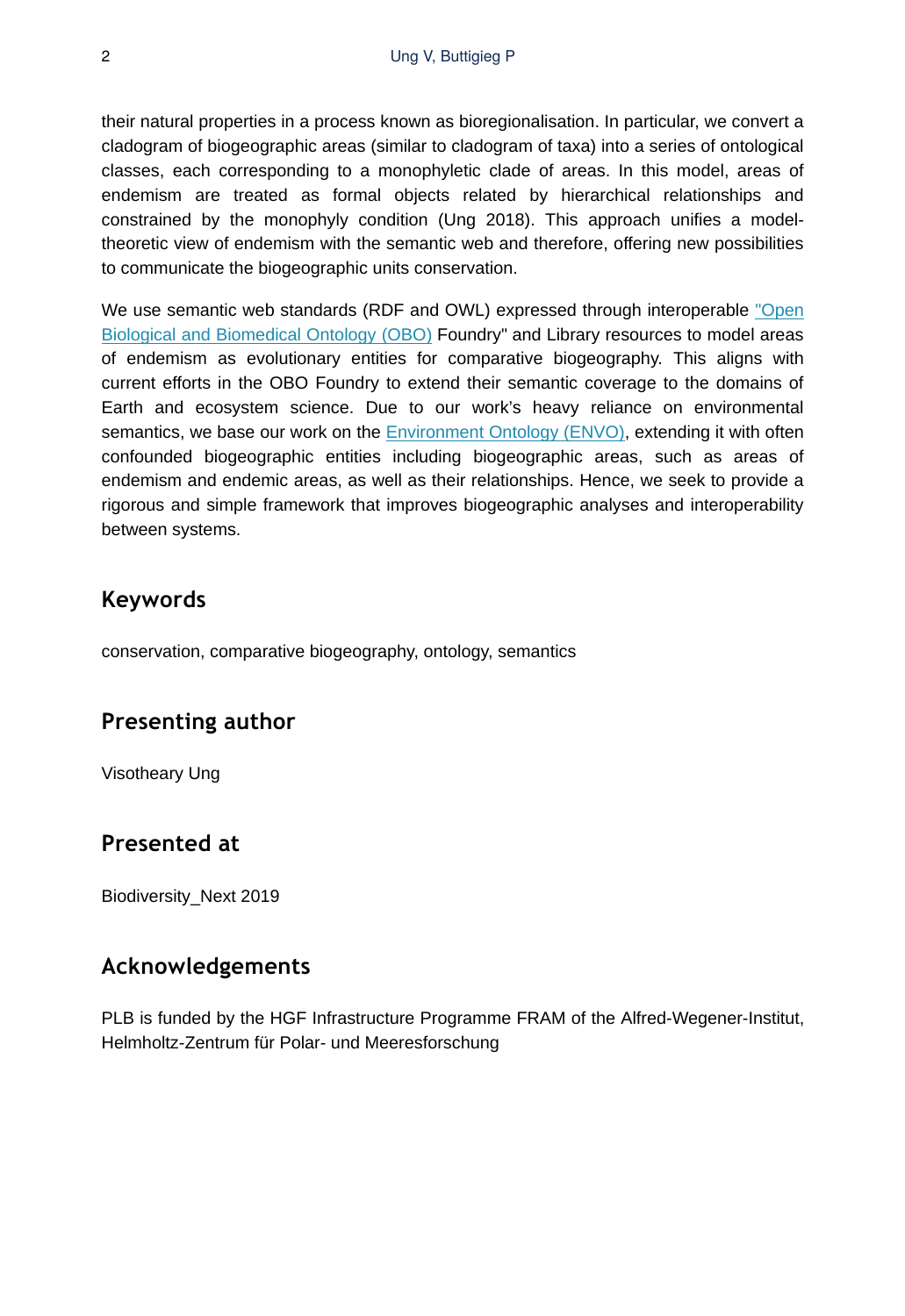their natural properties in a process known as bioregionalisation. In particular, we convert a cladogram of biogeographic areas (similar to cladogram of taxa) into a series of ontological classes, each corresponding to a monophyletic clade of areas. In this model, areas of endemism are treated as formal objects related by hierarchical relationships and constrained by the monophyly condition (Ung 2018). This approach unifies a model-theoretic view of endemism with the semantic web and therefore, offering new possibilities to communicate the biogeographic units conservation.

We use semantic web standards (RDF and OWL) expressed through interoperable "Open Biological and Biomedical Ontology (OBO) Foundry" and Library resources to model areas of endemism as evolutionary entities for comparative biogeography. This aligns with current efforts in the OBO Foundry to extend their semantic coverage to the domains of Earth and ecosystem science. Due to our work's heavy reliance on environmental semantics, we base our work on the Environment Ontology (ENVO), extending it with often confounded biogeographic entities including biogeographic areas, such as areas of endemism and endemic areas, as well as their relationships. Hence, we seek to provide a rigorous and simple framework that improves biogeographic analyses and interoperability between systems.

## Keywords

conservation, comparative biogeography, ontology, semantics

## Presenting author

Visotheary Ung

## Presented at

Biodiversity_Next 2019

## Acknowledgements

PLB is funded by the HGF Infrastructure Programme FRAM of the Alfred-Wegener-Institut, Helmholtz-Zentrum für Polar- und Meeresforschung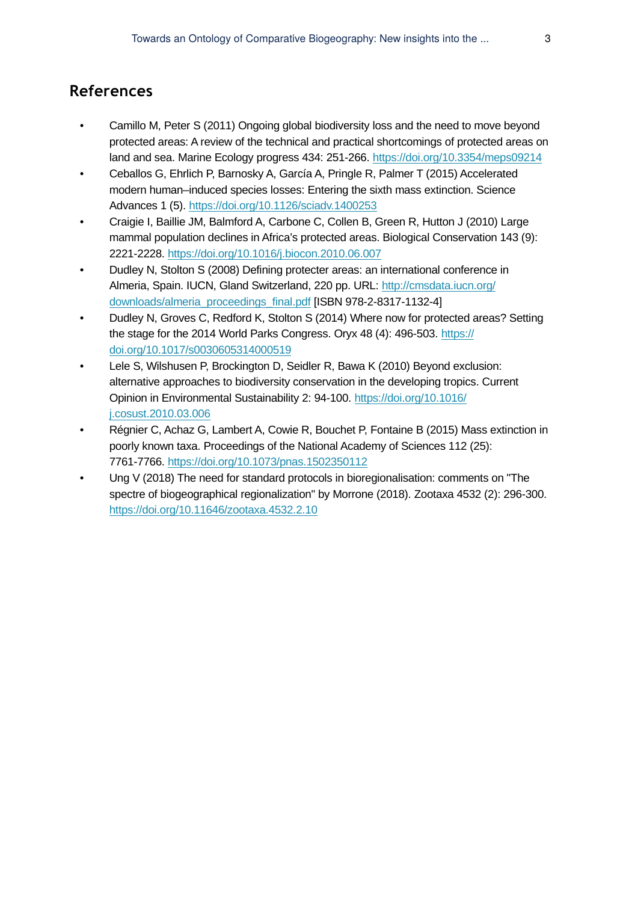## References

- Camillo M, Peter S (2011) Ongoing global biodiversity loss and the need to move beyond protected areas: A review of the technical and practical shortcomings of protected areas on land and sea. Marine Ecology progress 434: 251-266. https://doi.org/10.3354/meps09214
- Ceballos G, Ehrlich P, Barnosky A, García A, Pringle R, Palmer T (2015) Accelerated modern human–induced species losses: Entering the sixth mass extinction. Science Advances 1 (5). https://doi.org/10.1126/sciadv.1400253
- Craigie I, Baillie JM, Balmford A, Carbone C, Collen B, Green R, Hutton J (2010) Large mammal population declines in Africa's protected areas. Biological Conservation 143 (9): 2221-2228. https://doi.org/10.1016/j.biocon.2010.06.007
- Dudley N, Stolton S (2008) Defining protecter areas: an international conference in Almeria, Spain. IUCN, Gland Switzerland, 220 pp. URL: http://cmsdata.iucn.org/downloads/almeria_proceedings_final.pdf [ISBN 978-2-8317-1132-4]
- Dudley N, Groves C, Redford K, Stolton S (2014) Where now for protected areas? Setting the stage for the 2014 World Parks Congress. Oryx 48 (4): 496-503. https://doi.org/10.1017/s0030605314000519
- Lele S, Wilshusen P, Brockington D, Seidler R, Bawa K (2010) Beyond exclusion: alternative approaches to biodiversity conservation in the developing tropics. Current Opinion in Environmental Sustainability 2: 94-100. https://doi.org/10.1016/j.cosust.2010.03.006
- Régnier C, Achaz G, Lambert A, Cowie R, Bouchet P, Fontaine B (2015) Mass extinction in poorly known taxa. Proceedings of the National Academy of Sciences 112 (25): 7761-7766. https://doi.org/10.1073/pnas.1502350112
- Ung V (2018) The need for standard protocols in bioregionalisation: comments on "The spectre of biogeographical regionalization" by Morrone (2018). Zootaxa 4532 (2): 296-300. https://doi.org/10.11646/zootaxa.4532.2.10